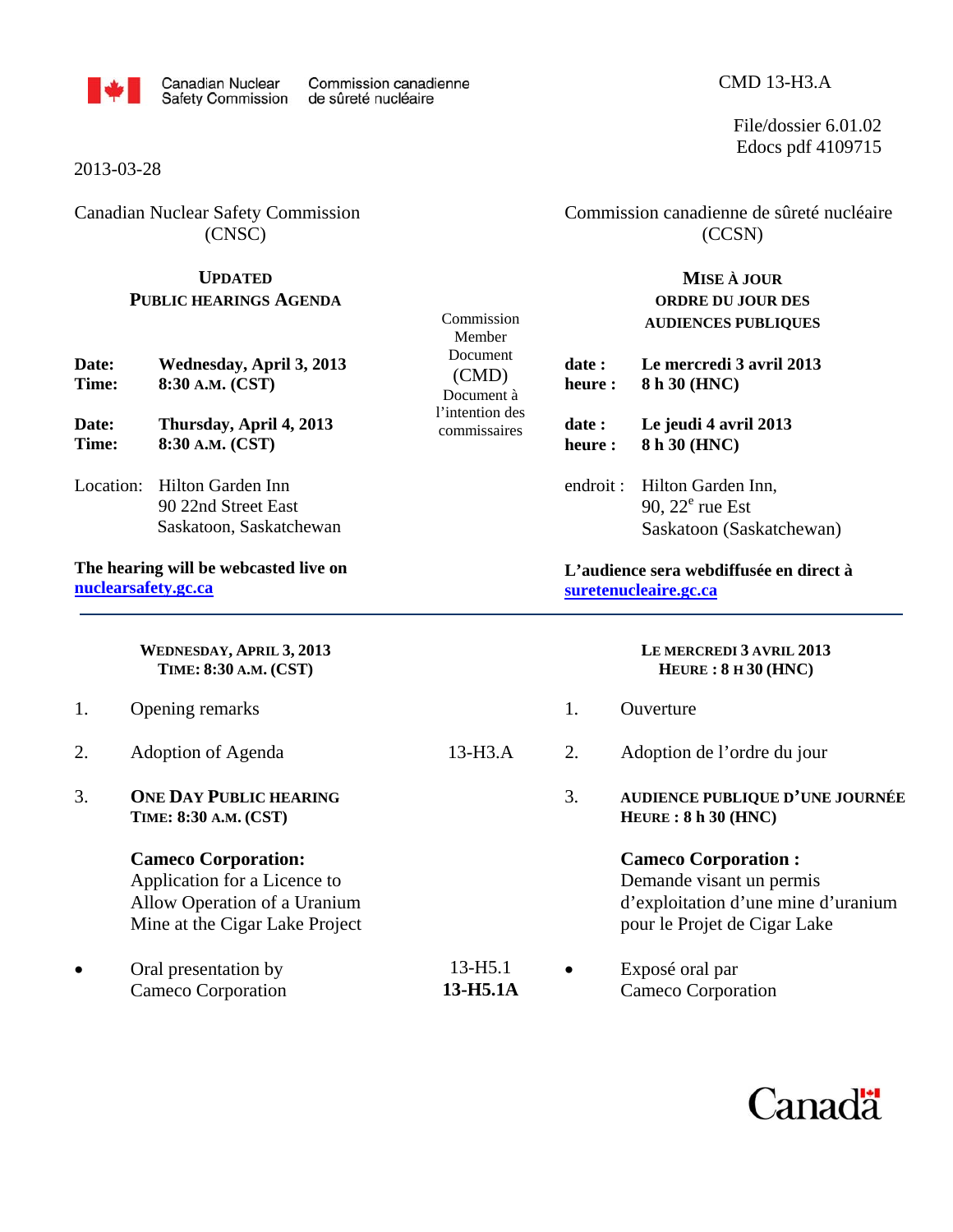Canadian Nuclear Safety Commission / Commission canadienne de sûreté nucléaire

CMD 13-H3.A

File/dossier 6.01.02
Edocs pdf 4109715

2013-03-28

Canadian Nuclear Safety Commission (CNSC)

Commission canadienne de sûreté nucléaire (CCSN)

## UPDATED PUBLIC HEARINGS AGENDA

## MISE À JOUR ORDRE DU JOUR DES AUDIENCES PUBLIQUES

Commission Member Document (CMD)
Document à l'intention des commissaires

**Date:** **Wednesday, April 3, 2013**
**Time:** **8:30 A.M. (CST)**

**Date:** **Thursday, April 4, 2013**
**Time:** **8:30 A.M. (CST)**

Location: Hilton Garden Inn
90 22nd Street East
Saskatoon, Saskatchewan

**The hearing will be webcasted live on nuclearsafety.gc.ca**

**date :** **Le mercredi 3 avril 2013**
**heure :** **8 h 30 (HNC)**

**date :** **Le jeudi 4 avril 2013**
**heure :** **8 h 30 (HNC)**

endroit : Hilton Garden Inn,
90, 22e rue Est
Saskatoon (Saskatchewan)

**L'audience sera webdiffusée en direct à suretenucleaire.gc.ca**

---

### WEDNESDAY, APRIL 3, 2013
### TIME: 8:30 A.M. (CST)

1. Opening remarks

2. Adoption of Agenda — 13-H3.A

3. **ONE DAY PUBLIC HEARING**
   **TIME: 8:30 A.M. (CST)**

   **Cameco Corporation:**
   Application for a Licence to Allow Operation of a Uranium Mine at the Cigar Lake Project

- Oral presentation by Cameco Corporation — 13-H5.1, **13-H5.1A**

### LE MERCREDI 3 AVRIL 2013
### HEURE : 8 H 30 (HNC)

1. Ouverture

2. Adoption de l'ordre du jour

3. **AUDIENCE PUBLIQUE D'UNE JOURNÉE**
   **HEURE : 8 h 30 (HNC)**

   **Cameco Corporation :**
   Demande visant un permis d'exploitation d'une mine d'uranium pour le Projet de Cigar Lake

- Exposé oral par Cameco Corporation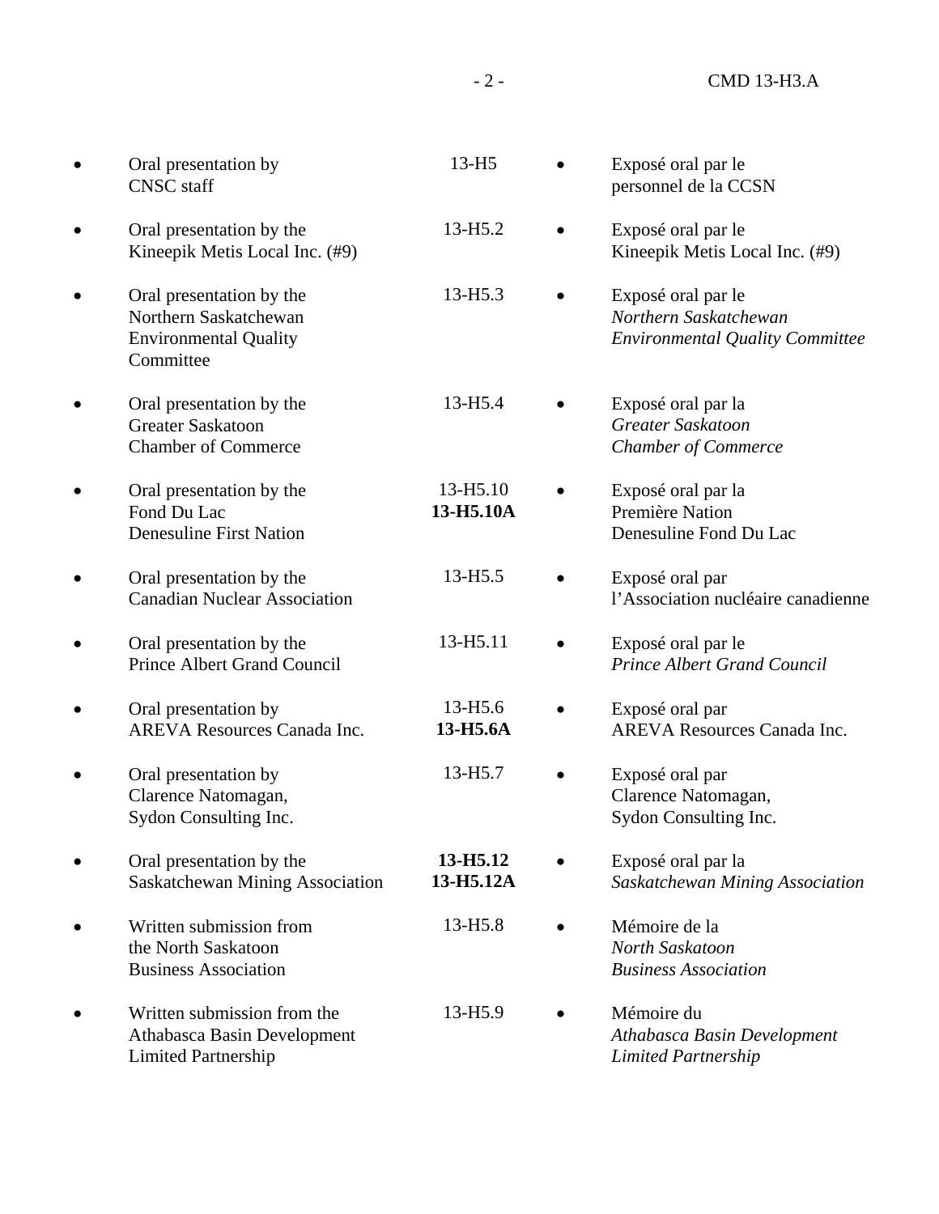| | | |
|---|---|---|
| • Oral presentation by CNSC staff | 13-H5 | • Exposé oral par le personnel de la CCSN |
| • Oral presentation by the Kineepik Metis Local Inc. (#9) | 13-H5.2 | • Exposé oral par le Kineepik Metis Local Inc. (#9) |
| • Oral presentation by the Northern Saskatchewan Environmental Quality Committee | 13-H5.3 | • Exposé oral par le *Northern Saskatchewan Environmental Quality Committee* |
| • Oral presentation by the Greater Saskatoon Chamber of Commerce | 13-H5.4 | • Exposé oral par la *Greater Saskatoon Chamber of Commerce* |
| • Oral presentation by the Fond Du Lac Denesuline First Nation | 13-H5.10<br>**13-H5.10A** | • Exposé oral par la Première Nation Denesuline Fond Du Lac |
| • Oral presentation by the Canadian Nuclear Association | 13-H5.5 | • Exposé oral par l'Association nucléaire canadienne |
| • Oral presentation by the Prince Albert Grand Council | 13-H5.11 | • Exposé oral par le *Prince Albert Grand Council* |
| • Oral presentation by AREVA Resources Canada Inc. | 13-H5.6<br>**13-H5.6A** | • Exposé oral par AREVA Resources Canada Inc. |
| • Oral presentation by Clarence Natomagan, Sydon Consulting Inc. | 13-H5.7 | • Exposé oral par Clarence Natomagan, Sydon Consulting Inc. |
| • Oral presentation by the Saskatchewan Mining Association | **13-H5.12**<br>**13-H5.12A** | • Exposé oral par la *Saskatchewan Mining Association* |
| • Written submission from the North Saskatoon Business Association | 13-H5.8 | • Mémoire de la *North Saskatoon Business Association* |
| • Written submission from the Athabasca Basin Development Limited Partnership | 13-H5.9 | • Mémoire du *Athabasca Basin Development Limited Partnership* |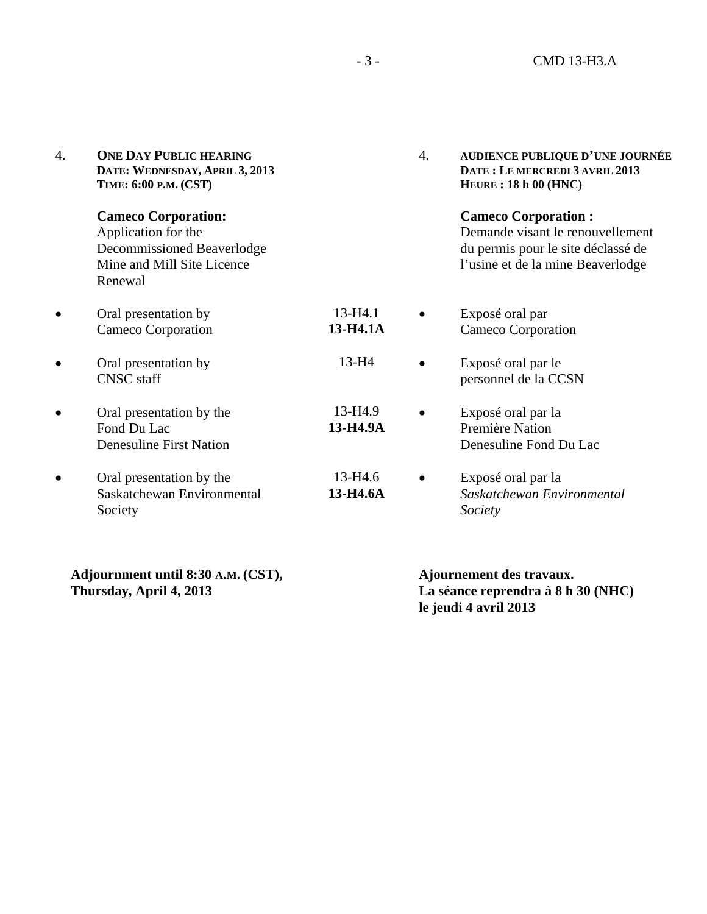4. **ONE DAY PUBLIC HEARING**
**DATE: WEDNESDAY, APRIL 3, 2013**
**TIME: 6:00 P.M. (CST)**

**Cameco Corporation:**
Application for the Decommissioned Beaverlodge Mine and Mill Site Licence Renewal

| | | |
|---|---|---|
| • Oral presentation by Cameco Corporation | 13-H4.1 **13-H4.1A** | • Exposé oral par Cameco Corporation |
| • Oral presentation by CNSC staff | 13-H4 | • Exposé oral par le personnel de la CCSN |
| • Oral presentation by the Fond Du Lac Denesuline First Nation | 13-H4.9 **13-H4.9A** | • Exposé oral par la Première Nation Denesuline Fond Du Lac |
| • Oral presentation by the Saskatchewan Environmental Society | 13-H4.6 **13-H4.6A** | • Exposé oral par la *Saskatchewan Environmental Society* |

**Adjournment until 8:30 A.M. (CST), Thursday, April 4, 2013**

4. **AUDIENCE PUBLIQUE D’UNE JOURNÉE**
**DATE : LE MERCREDI 3 AVRIL 2013**
**HEURE : 18 h 00 (HNC)**

**Cameco Corporation :**
Demande visant le renouvellement du permis pour le site déclassé de l’usine et de la mine Beaverlodge

**Ajournement des travaux. La séance reprendra à 8 h 30 (NHC) le jeudi 4 avril 2013**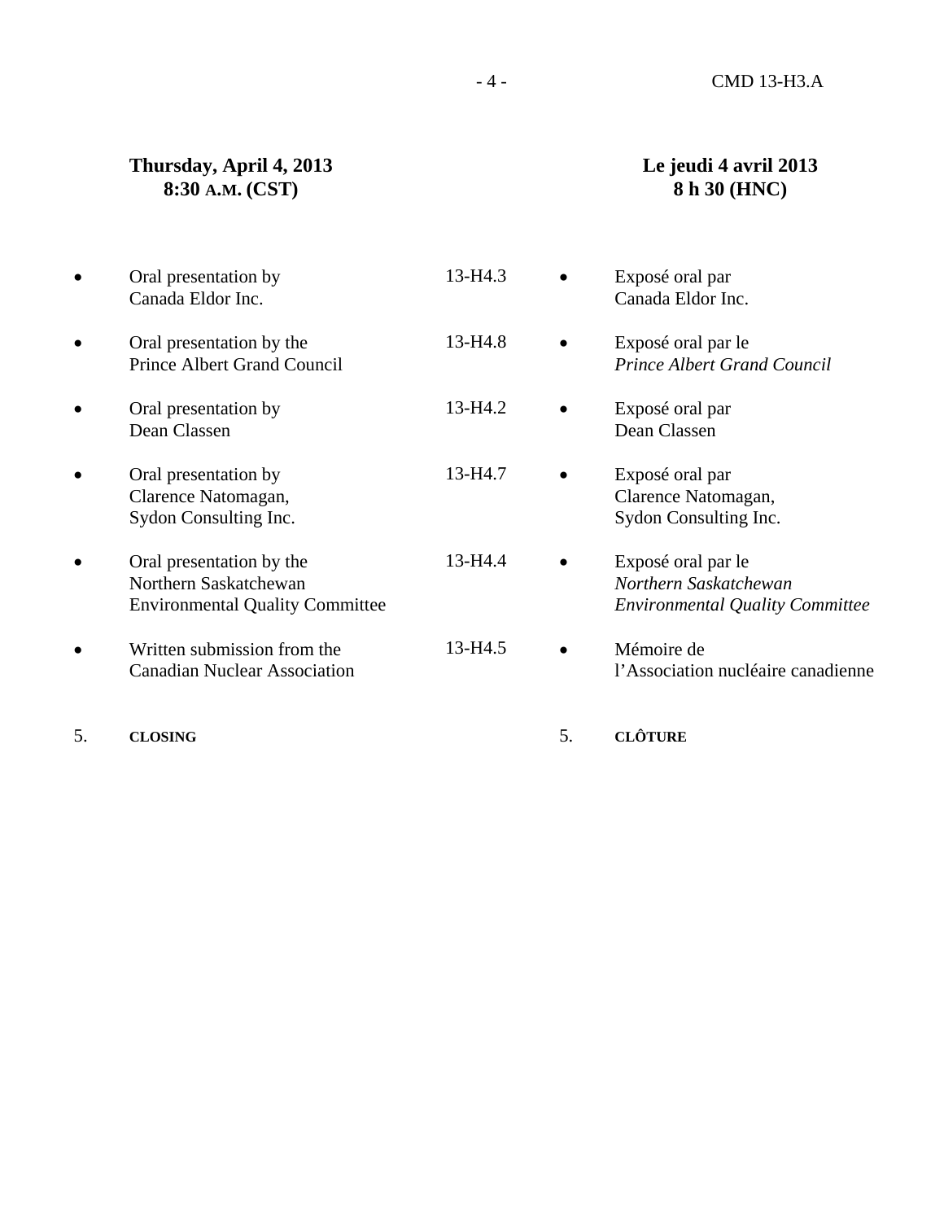**Thursday, April 4, 2013**
**8:30 A.M. (CST)**

- Oral presentation by Canada Eldor Inc. — 13-H4.3
- Oral presentation by the Prince Albert Grand Council — 13-H4.8
- Oral presentation by Dean Classen — 13-H4.2
- Oral presentation by Clarence Natomagan, Sydon Consulting Inc. — 13-H4.7
- Oral presentation by the Northern Saskatchewan Environmental Quality Committee — 13-H4.4
- Written submission from the Canadian Nuclear Association — 13-H4.5

5. **CLOSING**

**Le jeudi 4 avril 2013**
**8 h 30 (HNC)**

- Exposé oral par Canada Eldor Inc.
- Exposé oral par le *Prince Albert Grand Council*
- Exposé oral par Dean Classen
- Exposé oral par Clarence Natomagan, Sydon Consulting Inc.
- Exposé oral par le *Northern Saskatchewan Environmental Quality Committee*
- Mémoire de l'Association nucléaire canadienne

5. **CLÔTURE**